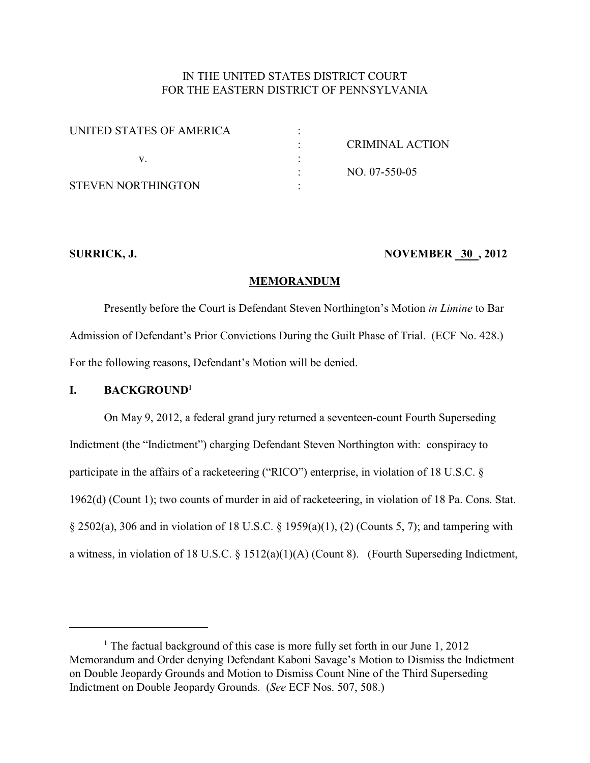IN THE UNITED STATES DISTRICT COURT
FOR THE EASTERN DISTRICT OF PENNSYLVANIA

| | | |
|---|---|---|
| UNITED STATES OF AMERICA | : | |
| | : | CRIMINAL ACTION |
| v. | : | |
| | : | NO. 07-550-05 |
| STEVEN NORTHINGTON | : | |

**SURRICK, J.** **NOVEMBER 30 , 2012**

## MEMORANDUM

Presently before the Court is Defendant Steven Northington's Motion *in Limine* to Bar Admission of Defendant's Prior Convictions During the Guilt Phase of Trial. (ECF No. 428.) For the following reasons, Defendant's Motion will be denied.

## I. BACKGROUND[1]

On May 9, 2012, a federal grand jury returned a seventeen-count Fourth Superseding Indictment (the "Indictment") charging Defendant Steven Northington with: conspiracy to participate in the affairs of a racketeering ("RICO") enterprise, in violation of 18 U.S.C. § 1962(d) (Count 1); two counts of murder in aid of racketeering, in violation of 18 Pa. Cons. Stat. § 2502(a), 306 and in violation of 18 U.S.C. § 1959(a)(1), (2) (Counts 5, 7); and tampering with a witness, in violation of 18 U.S.C. § 1512(a)(1)(A) (Count 8). (Fourth Superseding Indictment,

---

[1] The factual background of this case is more fully set forth in our June 1, 2012 Memorandum and Order denying Defendant Kaboni Savage's Motion to Dismiss the Indictment on Double Jeopardy Grounds and Motion to Dismiss Count Nine of the Third Superseding Indictment on Double Jeopardy Grounds. (*See* ECF Nos. 507, 508.)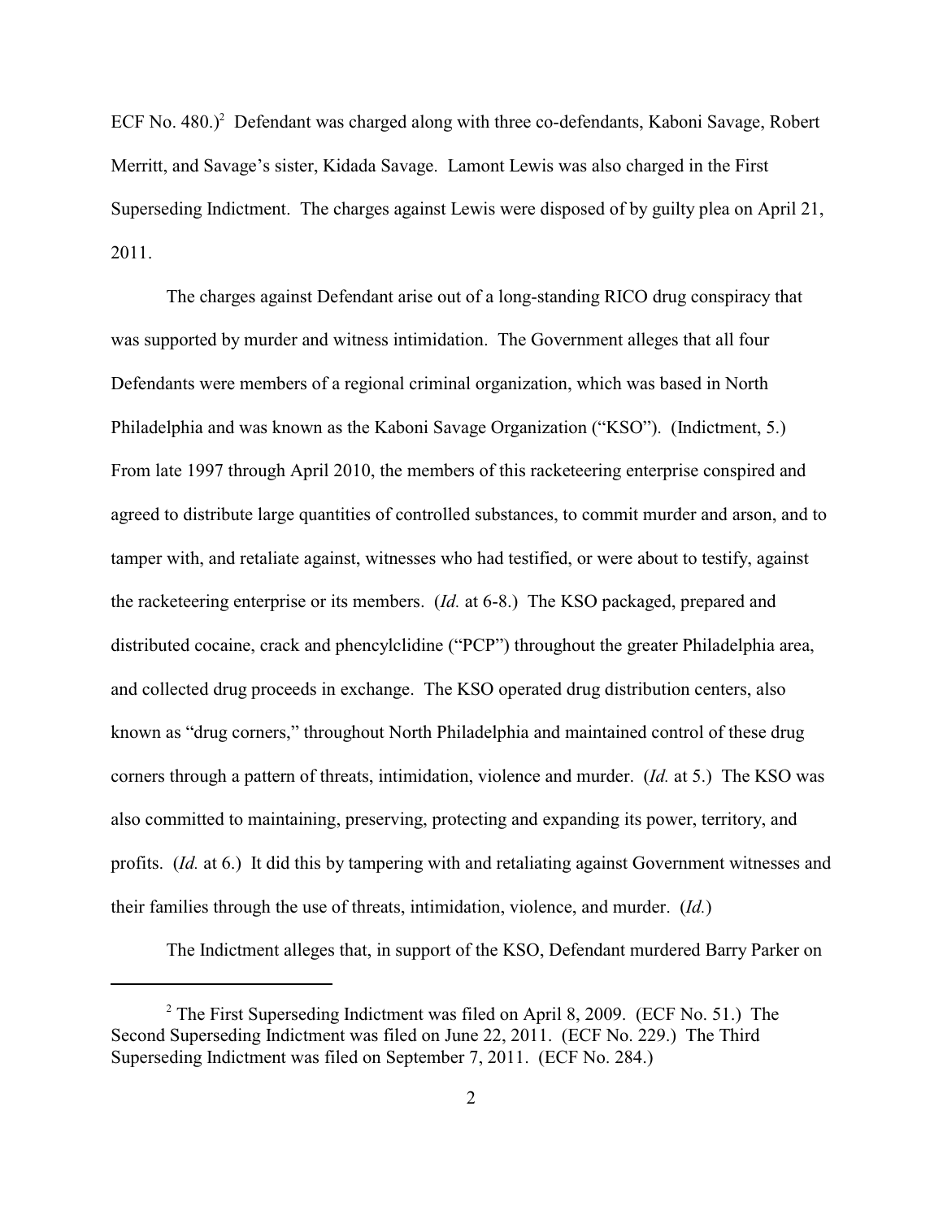ECF No. 480.)[2] Defendant was charged along with three co-defendants, Kaboni Savage, Robert Merritt, and Savage's sister, Kidada Savage. Lamont Lewis was also charged in the First Superseding Indictment. The charges against Lewis were disposed of by guilty plea on April 21, 2011.

The charges against Defendant arise out of a long-standing RICO drug conspiracy that was supported by murder and witness intimidation. The Government alleges that all four Defendants were members of a regional criminal organization, which was based in North Philadelphia and was known as the Kaboni Savage Organization ("KSO"). (Indictment, 5.) From late 1997 through April 2010, the members of this racketeering enterprise conspired and agreed to distribute large quantities of controlled substances, to commit murder and arson, and to tamper with, and retaliate against, witnesses who had testified, or were about to testify, against the racketeering enterprise or its members. (*Id.* at 6-8.) The KSO packaged, prepared and distributed cocaine, crack and phencylclidine ("PCP") throughout the greater Philadelphia area, and collected drug proceeds in exchange. The KSO operated drug distribution centers, also known as "drug corners," throughout North Philadelphia and maintained control of these drug corners through a pattern of threats, intimidation, violence and murder. (*Id.* at 5.) The KSO was also committed to maintaining, preserving, protecting and expanding its power, territory, and profits. (*Id.* at 6.) It did this by tampering with and retaliating against Government witnesses and their families through the use of threats, intimidation, violence, and murder. (*Id.*)

The Indictment alleges that, in support of the KSO, Defendant murdered Barry Parker on

[2] The First Superseding Indictment was filed on April 8, 2009. (ECF No. 51.) The Second Superseding Indictment was filed on June 22, 2011. (ECF No. 229.) The Third Superseding Indictment was filed on September 7, 2011. (ECF No. 284.)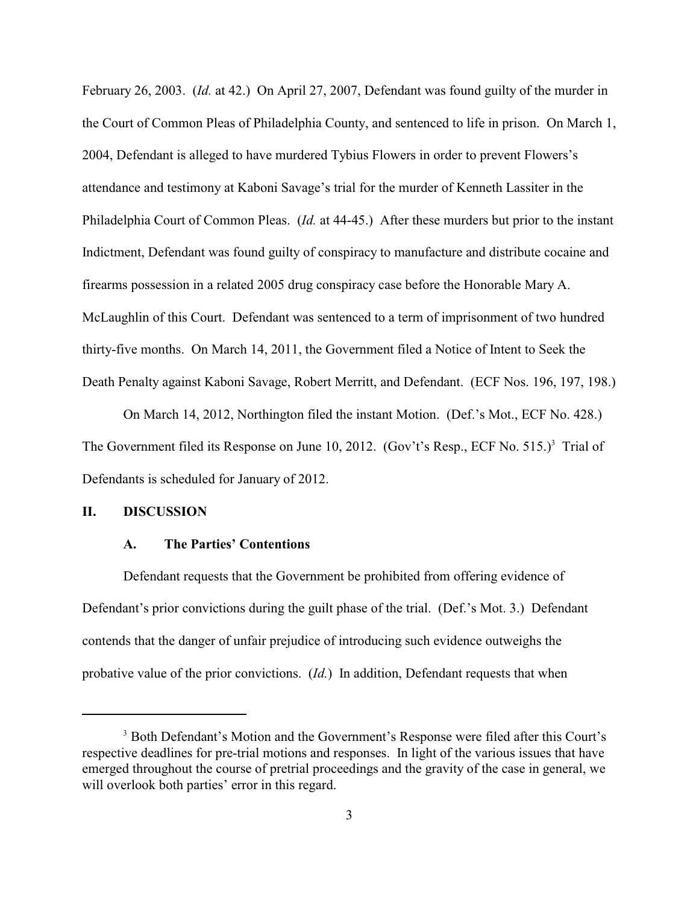February 26, 2003. (*Id.* at 42.) On April 27, 2007, Defendant was found guilty of the murder in the Court of Common Pleas of Philadelphia County, and sentenced to life in prison. On March 1, 2004, Defendant is alleged to have murdered Tybius Flowers in order to prevent Flowers's attendance and testimony at Kaboni Savage's trial for the murder of Kenneth Lassiter in the Philadelphia Court of Common Pleas. (*Id.* at 44-45.) After these murders but prior to the instant Indictment, Defendant was found guilty of conspiracy to manufacture and distribute cocaine and firearms possession in a related 2005 drug conspiracy case before the Honorable Mary A. McLaughlin of this Court. Defendant was sentenced to a term of imprisonment of two hundred thirty-five months. On March 14, 2011, the Government filed a Notice of Intent to Seek the Death Penalty against Kaboni Savage, Robert Merritt, and Defendant. (ECF Nos. 196, 197, 198.)

On March 14, 2012, Northington filed the instant Motion. (Def.'s Mot., ECF No. 428.) The Government filed its Response on June 10, 2012. (Gov't's Resp., ECF No. 515.)[3] Trial of Defendants is scheduled for January of 2012.

## II. DISCUSSION

### A. The Parties' Contentions

Defendant requests that the Government be prohibited from offering evidence of Defendant's prior convictions during the guilt phase of the trial. (Def.'s Mot. 3.) Defendant contends that the danger of unfair prejudice of introducing such evidence outweighs the probative value of the prior convictions. (*Id.*) In addition, Defendant requests that when

---

[3] Both Defendant's Motion and the Government's Response were filed after this Court's respective deadlines for pre-trial motions and responses. In light of the various issues that have emerged throughout the course of pretrial proceedings and the gravity of the case in general, we will overlook both parties' error in this regard.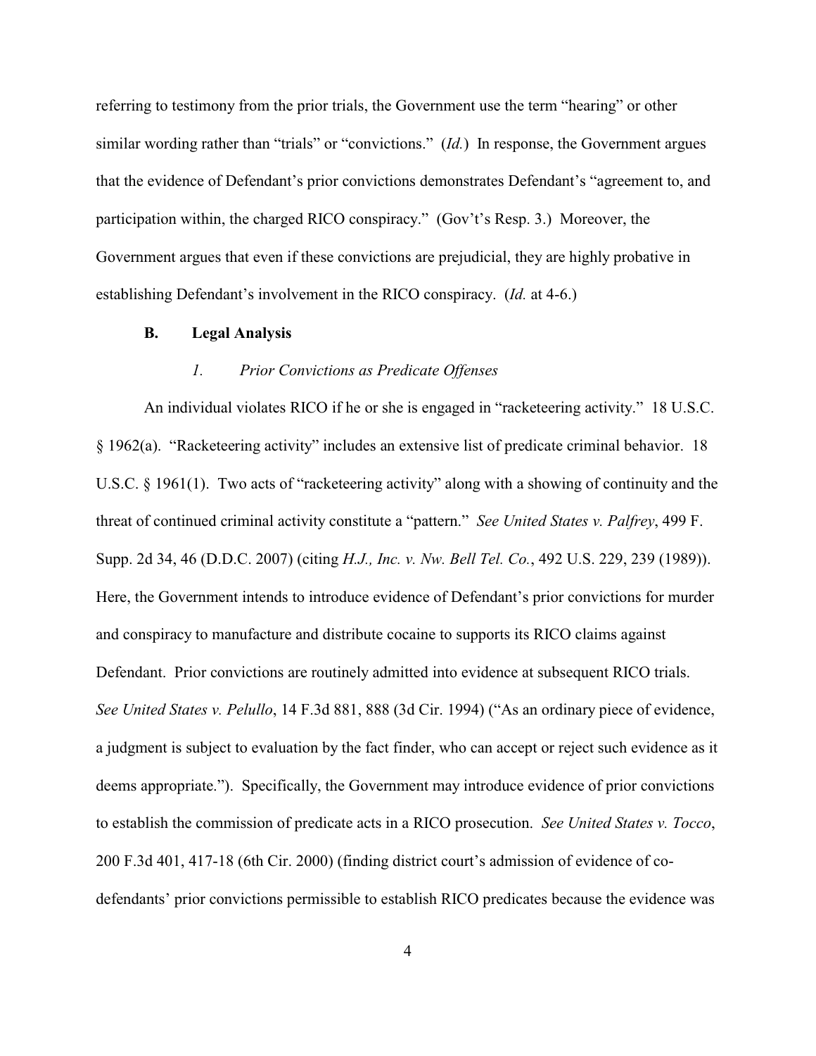referring to testimony from the prior trials, the Government use the term "hearing" or other similar wording rather than "trials" or "convictions." (*Id.*) In response, the Government argues that the evidence of Defendant's prior convictions demonstrates Defendant's "agreement to, and participation within, the charged RICO conspiracy." (Gov't's Resp. 3.) Moreover, the Government argues that even if these convictions are prejudicial, they are highly probative in establishing Defendant's involvement in the RICO conspiracy. (*Id.* at 4-6.)

### B. Legal Analysis

#### *1. Prior Convictions as Predicate Offenses*

An individual violates RICO if he or she is engaged in "racketeering activity." 18 U.S.C. § 1962(a). "Racketeering activity" includes an extensive list of predicate criminal behavior. 18 U.S.C. § 1961(1). Two acts of "racketeering activity" along with a showing of continuity and the threat of continued criminal activity constitute a "pattern." *See United States v. Palfrey*, 499 F. Supp. 2d 34, 46 (D.D.C. 2007) (citing *H.J., Inc. v. Nw. Bell Tel. Co.*, 492 U.S. 229, 239 (1989)). Here, the Government intends to introduce evidence of Defendant's prior convictions for murder and conspiracy to manufacture and distribute cocaine to supports its RICO claims against Defendant. Prior convictions are routinely admitted into evidence at subsequent RICO trials. *See United States v. Pelullo*, 14 F.3d 881, 888 (3d Cir. 1994) ("As an ordinary piece of evidence, a judgment is subject to evaluation by the fact finder, who can accept or reject such evidence as it deems appropriate."). Specifically, the Government may introduce evidence of prior convictions to establish the commission of predicate acts in a RICO prosecution. *See United States v. Tocco*, 200 F.3d 401, 417-18 (6th Cir. 2000) (finding district court's admission of evidence of co-defendants' prior convictions permissible to establish RICO predicates because the evidence was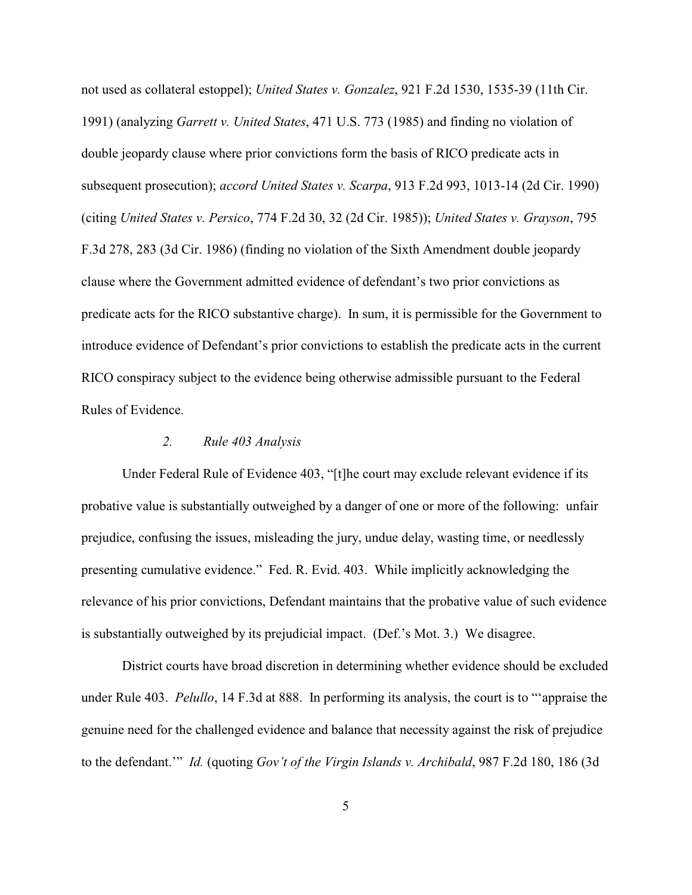not used as collateral estoppel); *United States v. Gonzalez*, 921 F.2d 1530, 1535-39 (11th Cir. 1991) (analyzing *Garrett v. United States*, 471 U.S. 773 (1985) and finding no violation of double jeopardy clause where prior convictions form the basis of RICO predicate acts in subsequent prosecution); *accord United States v. Scarpa*, 913 F.2d 993, 1013-14 (2d Cir. 1990) (citing *United States v. Persico*, 774 F.2d 30, 32 (2d Cir. 1985)); *United States v. Grayson*, 795 F.3d 278, 283 (3d Cir. 1986) (finding no violation of the Sixth Amendment double jeopardy clause where the Government admitted evidence of defendant's two prior convictions as predicate acts for the RICO substantive charge). In sum, it is permissible for the Government to introduce evidence of Defendant's prior convictions to establish the predicate acts in the current RICO conspiracy subject to the evidence being otherwise admissible pursuant to the Federal Rules of Evidence.

*2. Rule 403 Analysis*

Under Federal Rule of Evidence 403, "[t]he court may exclude relevant evidence if its probative value is substantially outweighed by a danger of one or more of the following: unfair prejudice, confusing the issues, misleading the jury, undue delay, wasting time, or needlessly presenting cumulative evidence." Fed. R. Evid. 403. While implicitly acknowledging the relevance of his prior convictions, Defendant maintains that the probative value of such evidence is substantially outweighed by its prejudicial impact. (Def.'s Mot. 3.) We disagree.

District courts have broad discretion in determining whether evidence should be excluded under Rule 403. *Pelullo*, 14 F.3d at 888. In performing its analysis, the court is to "'appraise the genuine need for the challenged evidence and balance that necessity against the risk of prejudice to the defendant.'" *Id.* (quoting *Gov't of the Virgin Islands v. Archibald*, 987 F.2d 180, 186 (3d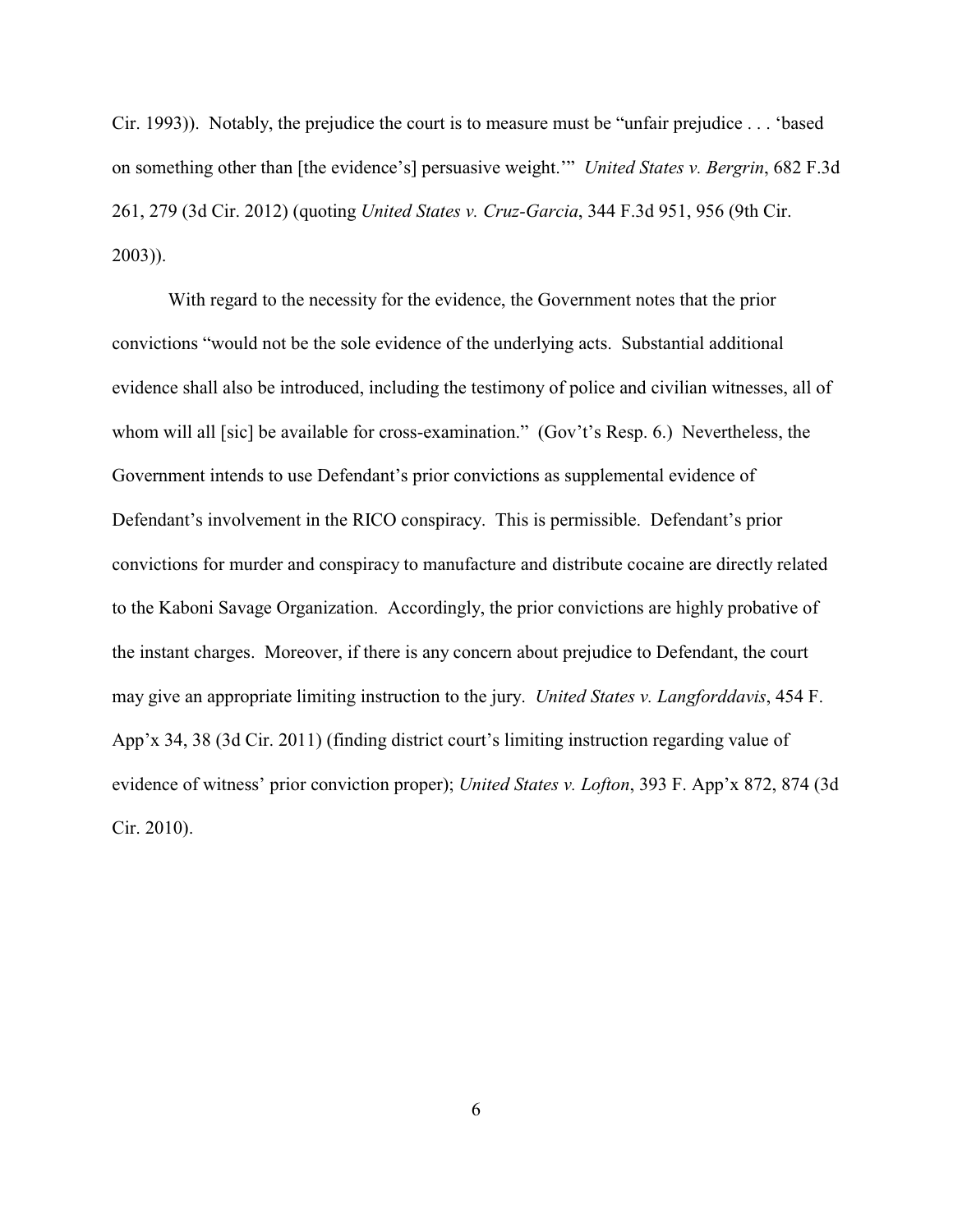Cir. 1993)). Notably, the prejudice the court is to measure must be "unfair prejudice . . . 'based on something other than [the evidence's] persuasive weight.'" *United States v. Bergrin*, 682 F.3d 261, 279 (3d Cir. 2012) (quoting *United States v. Cruz-Garcia*, 344 F.3d 951, 956 (9th Cir. 2003)).

With regard to the necessity for the evidence, the Government notes that the prior convictions "would not be the sole evidence of the underlying acts. Substantial additional evidence shall also be introduced, including the testimony of police and civilian witnesses, all of whom will all [sic] be available for cross-examination." (Gov't's Resp. 6.) Nevertheless, the Government intends to use Defendant's prior convictions as supplemental evidence of Defendant's involvement in the RICO conspiracy. This is permissible. Defendant's prior convictions for murder and conspiracy to manufacture and distribute cocaine are directly related to the Kaboni Savage Organization. Accordingly, the prior convictions are highly probative of the instant charges. Moreover, if there is any concern about prejudice to Defendant, the court may give an appropriate limiting instruction to the jury. *United States v. Langforddavis*, 454 F. App'x 34, 38 (3d Cir. 2011) (finding district court's limiting instruction regarding value of evidence of witness' prior conviction proper); *United States v. Lofton*, 393 F. App'x 872, 874 (3d Cir. 2010).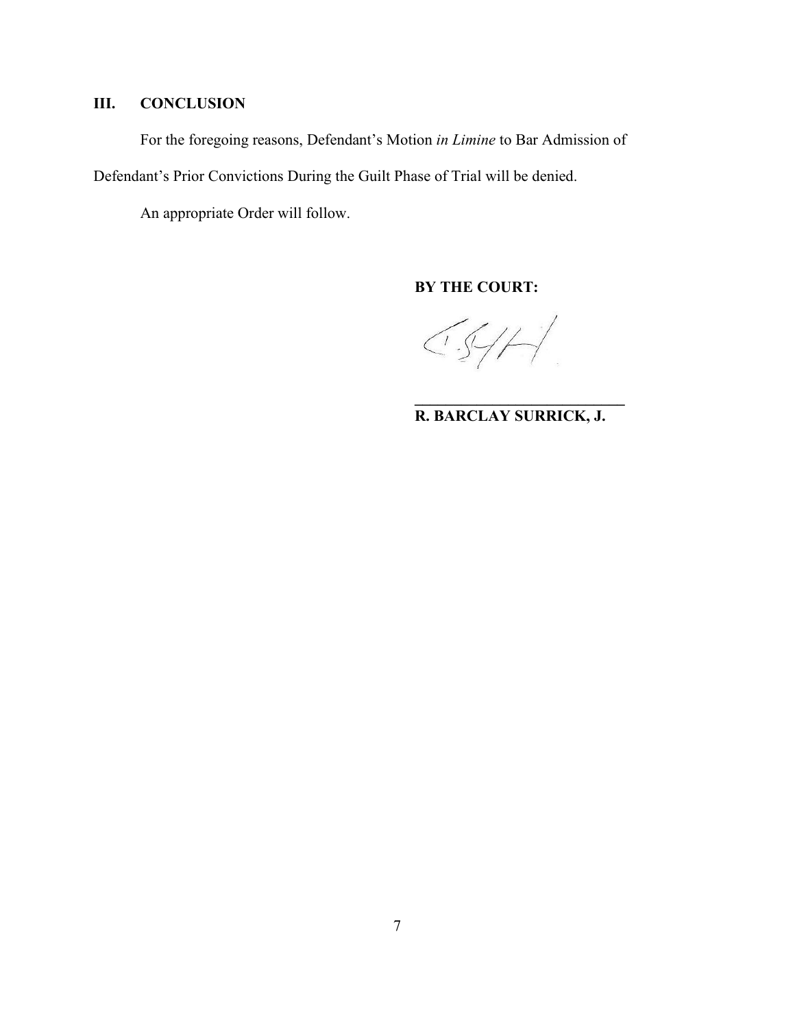## III. CONCLUSION

For the foregoing reasons, Defendant's Motion *in Limine* to Bar Admission of Defendant's Prior Convictions During the Guilt Phase of Trial will be denied.

An appropriate Order will follow.

**BY THE COURT:**

\_\_\_\_\_\_\_\_\_\_\_\_\_\_\_\_\_\_\_\_\_\_\_\_\_\_\_\_

**R. BARCLAY SURRICK, J.**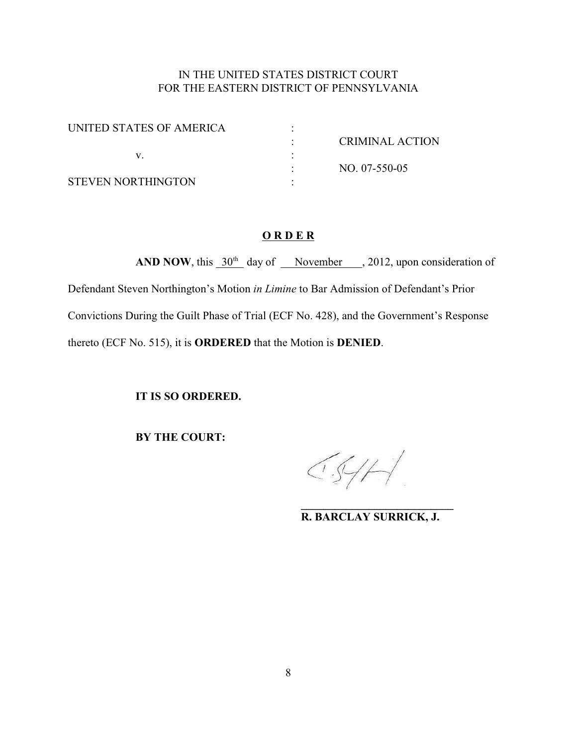IN THE UNITED STATES DISTRICT COURT
FOR THE EASTERN DISTRICT OF PENNSYLVANIA

| | | |
|---|---|---|
| UNITED STATES OF AMERICA | : | |
| | : | CRIMINAL ACTION |
| v. | : | |
| | : | NO. 07-550-05 |
| STEVEN NORTHINGTON | : | |

**O R D E R**

**AND NOW**, this 30th day of November, 2012, upon consideration of Defendant Steven Northington's Motion *in Limine* to Bar Admission of Defendant's Prior Convictions During the Guilt Phase of Trial (ECF No. 428), and the Government's Response thereto (ECF No. 515), it is **ORDERED** that the Motion is **DENIED**.

**IT IS SO ORDERED.**

**BY THE COURT:**

**R. BARCLAY SURRICK, J.**